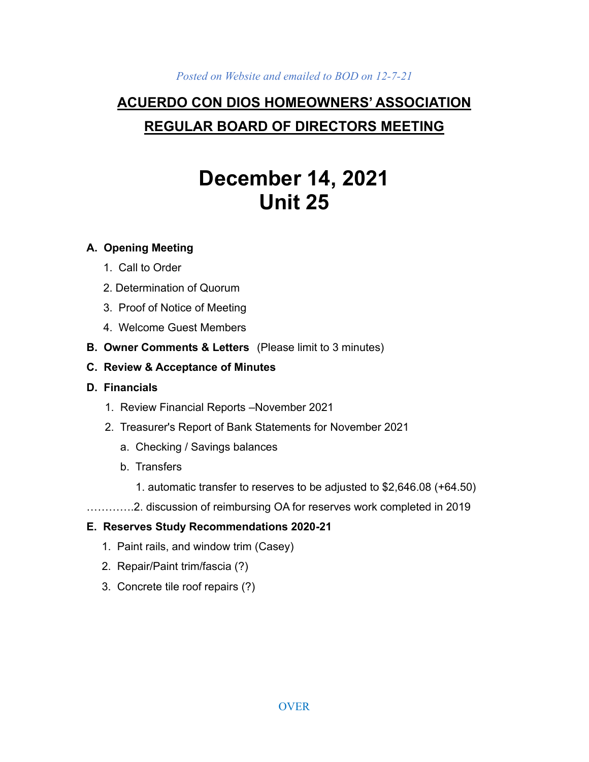*Posted on Website and emailed to BOD on 12-7-21*

# ACUERDO CON DIOS HOMEOWNERS' ASSOCIATION

## REGULAR BOARD OF DIRECTORS MEETING

# December 14, 2021
# Unit 25

**A. Opening Meeting**

1. Call to Order
2. Determination of Quorum
3. Proof of Notice of Meeting
4. Welcome Guest Members

**B. Owner Comments & Letters** (Please limit to 3 minutes)

**C. Review & Acceptance of Minutes**

**D. Financials**

1. Review Financial Reports –November 2021
2. Treasurer's Report of Bank Statements for November 2021
   a. Checking / Savings balances
   b. Transfers
      1. automatic transfer to reserves to be adjusted to $2,646.08 (+64.50)

…………2. discussion of reimbursing OA for reserves work completed in 2019

**E. Reserves Study Recommendations 2020-21**

1. Paint rails, and window trim (Casey)
2. Repair/Paint trim/fascia (?)
3. Concrete tile roof repairs (?)

OVER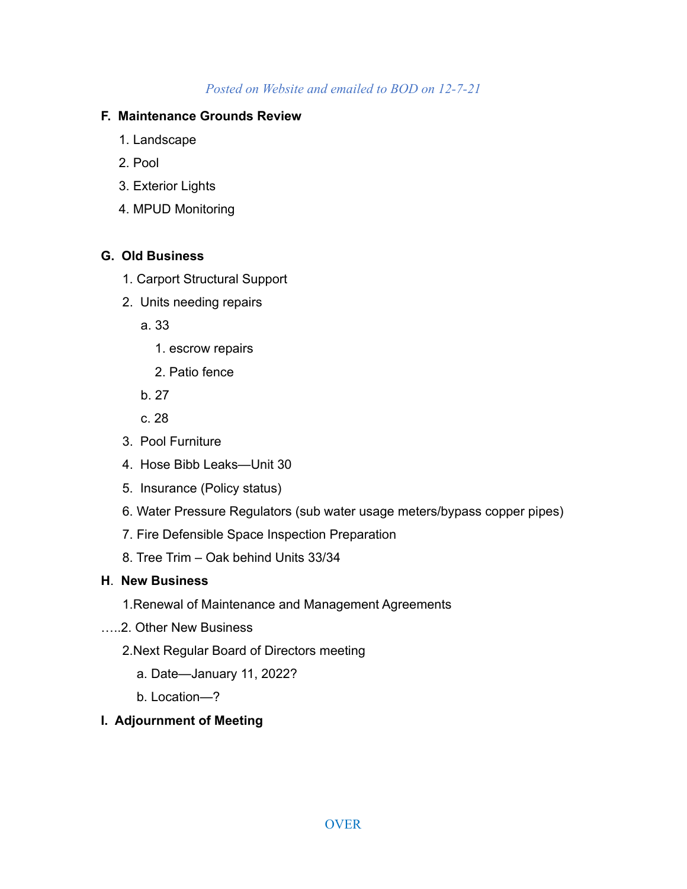*Posted on Website and emailed to BOD on 12-7-21*

**F. Maintenance Grounds Review**

1. Landscape
2. Pool
3. Exterior Lights
4. MPUD Monitoring

**G. Old Business**

1. Carport Structural Support
2. Units needing repairs
   a. 33
      1. escrow repairs
      2. Patio fence
   b. 27
   c. 28
3. Pool Furniture
4. Hose Bibb Leaks—Unit 30
5. Insurance (Policy status)
6. Water Pressure Regulators (sub water usage meters/bypass copper pipes)
7. Fire Defensible Space Inspection Preparation
8. Tree Trim – Oak behind Units 33/34

**H. New Business**

1.Renewal of Maintenance and Management Agreements

…..2. Other New Business

2.Next Regular Board of Directors meeting
   a. Date—January 11, 2022?
   b. Location—?

**I. Adjournment of Meeting**

OVER